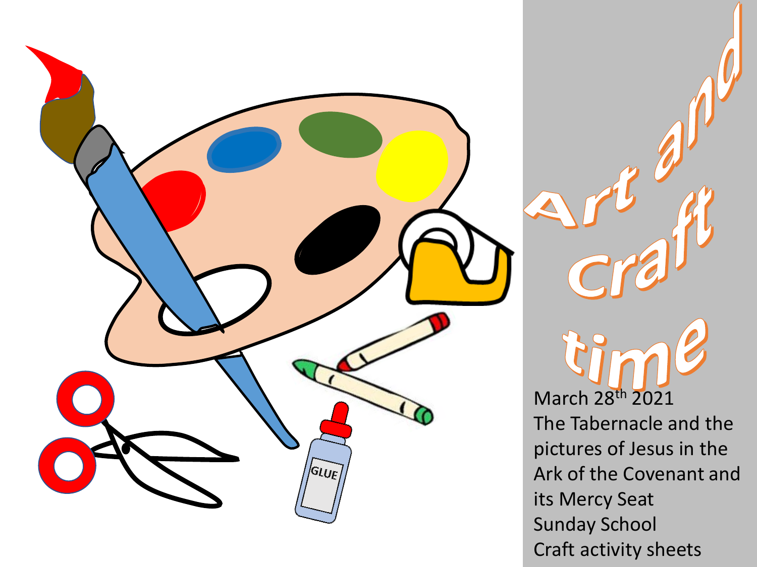# Art and Craft time

March 28th 2021

The Tabernacle and the pictures of Jesus in the Ark of the Covenant and its Mercy Seat

Sunday School

Craft activity sheets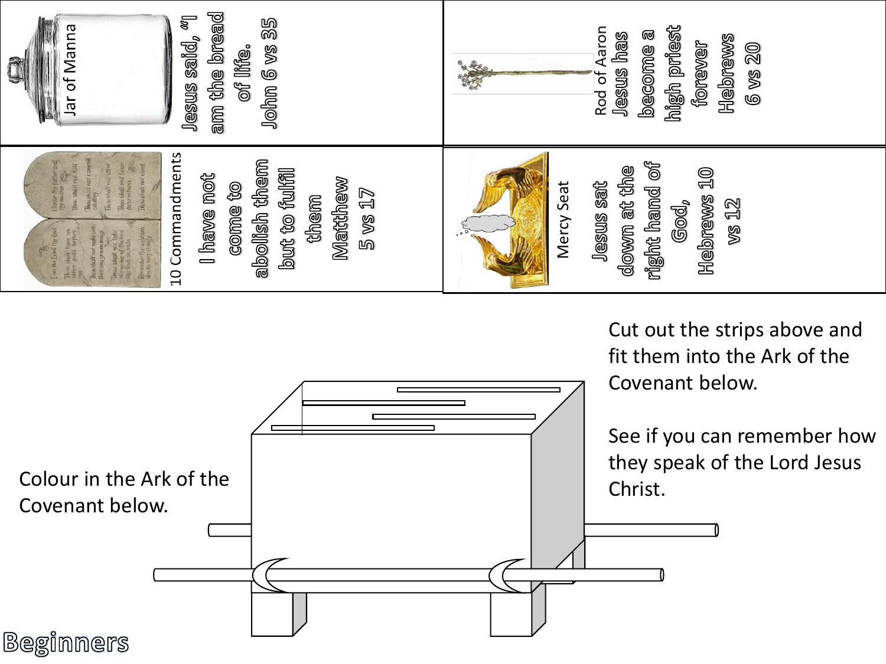Jar of Manna

Jesus said, "I am the bread of life.
John 6 vs 35

Rod of Aaron
Jesus has become a high priest forever
Hebrews 6 vs 20

10 Commandments

I have not come to abolish them but to fulfil them
Matthew 5 vs 17

Mercy Seat

Jesus sat down at the right hand of God,
Hebrews 10 vs 12

Cut out the strips above and fit them into the Ark of the Covenant below.

See if you can remember how they speak of the Lord Jesus Christ.

Colour in the Ark of the Covenant below.

Beginners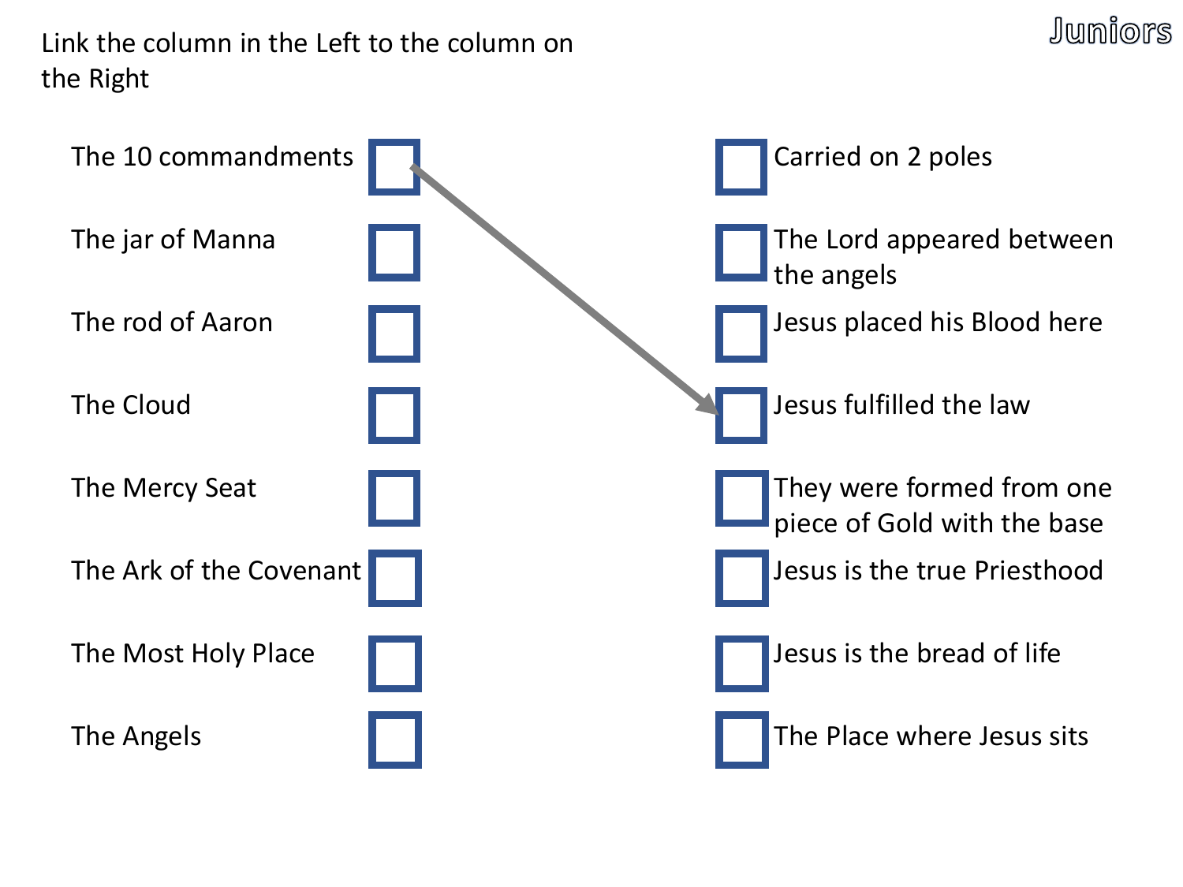Juniors

Link the column in the Left to the column on the Right

| Left | Right |
| --- | --- |
| The 10 commandments ☐ | ☐ Carried on 2 poles |
| The jar of Manna ☐ | ☐ The Lord appeared between the angels |
| The rod of Aaron ☐ | ☐ Jesus placed his Blood here |
| The Cloud ☐ | ☐ Jesus fulfilled the law |
| The Mercy Seat ☐ | ☐ They were formed from one piece of Gold with the base |
| The Ark of the Covenant ☐ | ☐ Jesus is the true Priesthood |
| The Most Holy Place ☐ | ☐ Jesus is the bread of life |
| The Angels ☐ | ☐ The Place where Jesus sits |

(Example: The 10 commandments → Jesus fulfilled the law)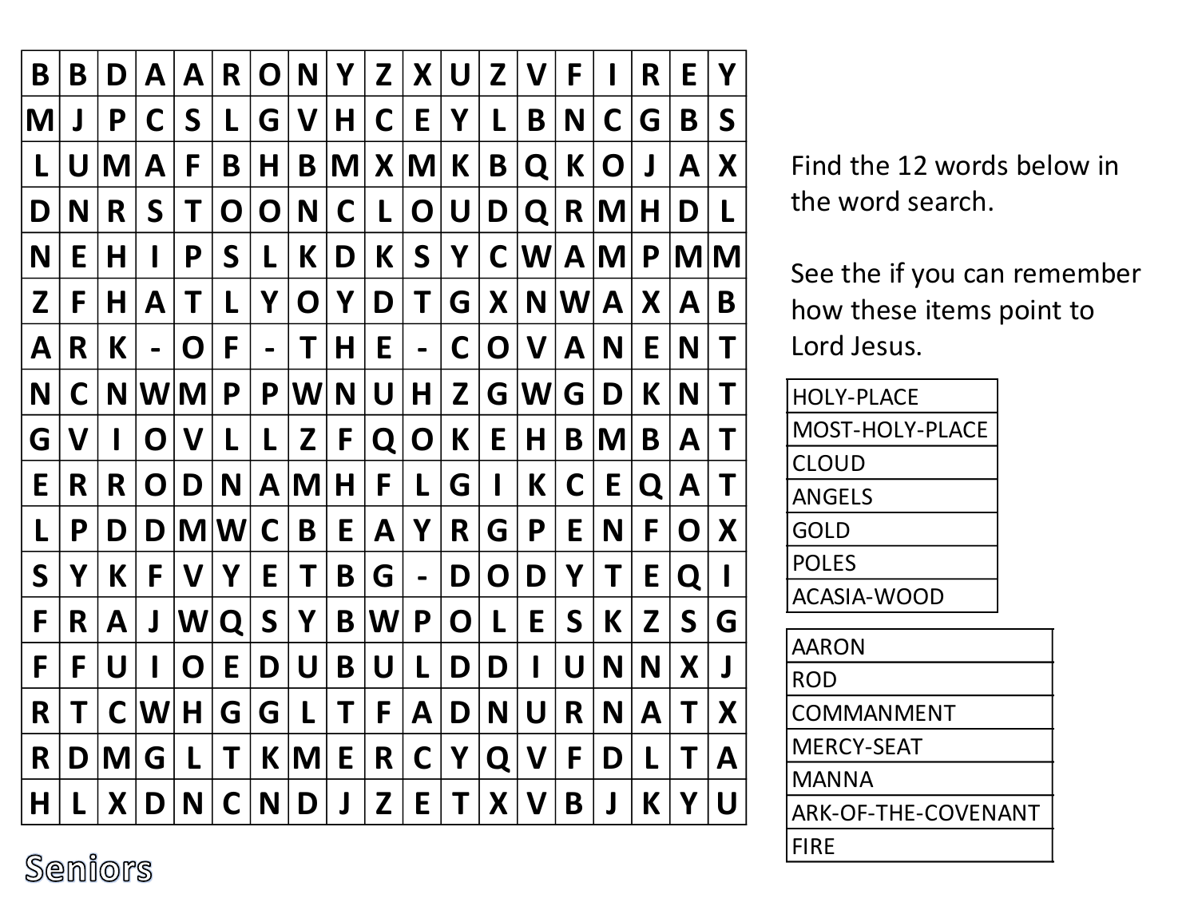| | | | | | | | | | | | | | | | | | | |
|---|---|---|---|---|---|---|---|---|---|---|---|---|---|---|---|---|---|---|
| B | B | D | A | A | R | O | N | Y | Z | X | U | Z | V | F | I | R | E | Y |
| M | J | P | C | S | L | G | V | H | C | E | Y | L | B | N | C | G | B | S |
| L | U | M | A | F | B | H | B | M | X | M | K | B | Q | K | O | J | A | X |
| D | N | R | S | T | O | O | N | C | L | O | U | D | Q | R | M | H | D | L |
| N | E | H | I | P | S | L | K | D | K | S | Y | C | W | A | M | P | M | M |
| Z | F | H | A | T | L | Y | O | Y | D | T | G | X | N | W | A | X | A | B |
| A | R | K | - | O | F | - | T | H | E | - | C | O | V | A | N | E | N | T |
| N | C | N | W | M | P | P | W | N | U | H | Z | G | W | G | D | K | N | T |
| G | V | I | O | V | L | L | Z | F | Q | O | K | E | H | B | M | B | A | T |
| E | R | R | O | D | N | A | M | H | F | L | G | I | K | C | E | Q | A | T |
| L | P | D | D | M | W | C | B | E | A | Y | R | G | P | E | N | F | O | X |
| S | Y | K | F | V | Y | E | T | B | G | - | D | O | D | Y | T | E | Q | I |
| F | R | A | J | W | Q | S | Y | B | W | P | O | L | E | S | K | Z | S | G |
| F | F | U | I | O | E | D | U | B | U | L | D | D | I | U | N | N | X | J |
| R | T | C | W | H | G | G | L | T | F | A | D | N | U | R | N | A | T | X |
| R | D | M | G | L | T | K | M | E | R | C | Y | Q | V | F | D | L | T | A |
| H | L | X | D | N | C | N | D | J | Z | E | T | X | V | B | J | K | Y | U |

Find the 12 words below in the word search.

See the if you can remember how these items point to Lord Jesus.

| |
|---|
| HOLY-PLACE |
| MOST-HOLY-PLACE |
| CLOUD |
| ANGELS |
| GOLD |
| POLES |
| ACASIA-WOOD |

| |
|---|
| AARON |
| ROD |
| COMMANMENT |
| MERCY-SEAT |
| MANNA |
| ARK-OF-THE-COVENANT |
| FIRE |

Seniors